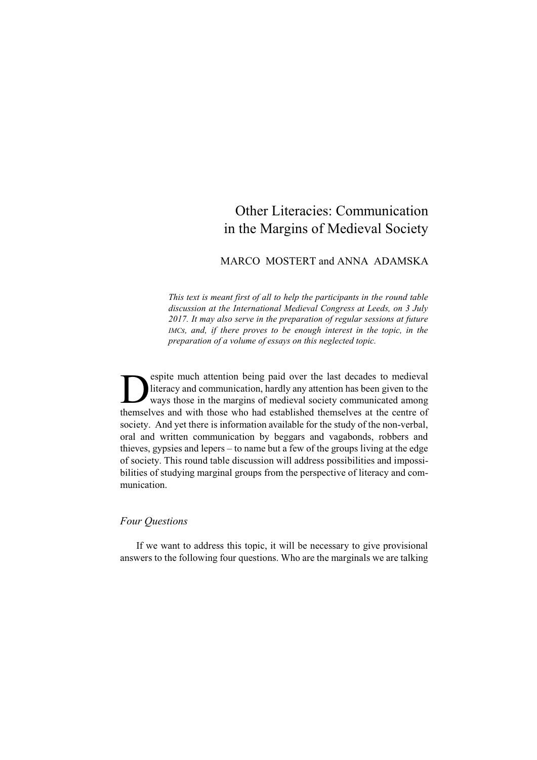# Other Literacies: Communication in the Margins of Medieval Society

MARCO MOSTERT and ANNA ADAMSKA

*This text is meant first of all to help the participants in the round table discussion at the International Medieval Congress at Leeds, on 3 July 2017. It may also serve in the preparation of regular sessions at future IMCs, and, if there proves to be enough interest in the topic, in the preparation of a volume of essays on this neglected topic.*

Despite much attention being paid over the last decades to medieval literacy and communication, hardly any attention has been given to the ways those in the margins of medieval society communicated among themselves and with those who had established themselves at the centre of society. And yet there is information available for the study of the non-verbal, oral and written communication by beggars and vagabonds, robbers and thieves, gypsies and lepers – to name but a few of the groups living at the edge of society. This round table discussion will address possibilities and impossibilities of studying marginal groups from the perspective of literacy and communication.

## *Four Questions*

If we want to address this topic, it will be necessary to give provisional answers to the following four questions. Who are the marginals we are talking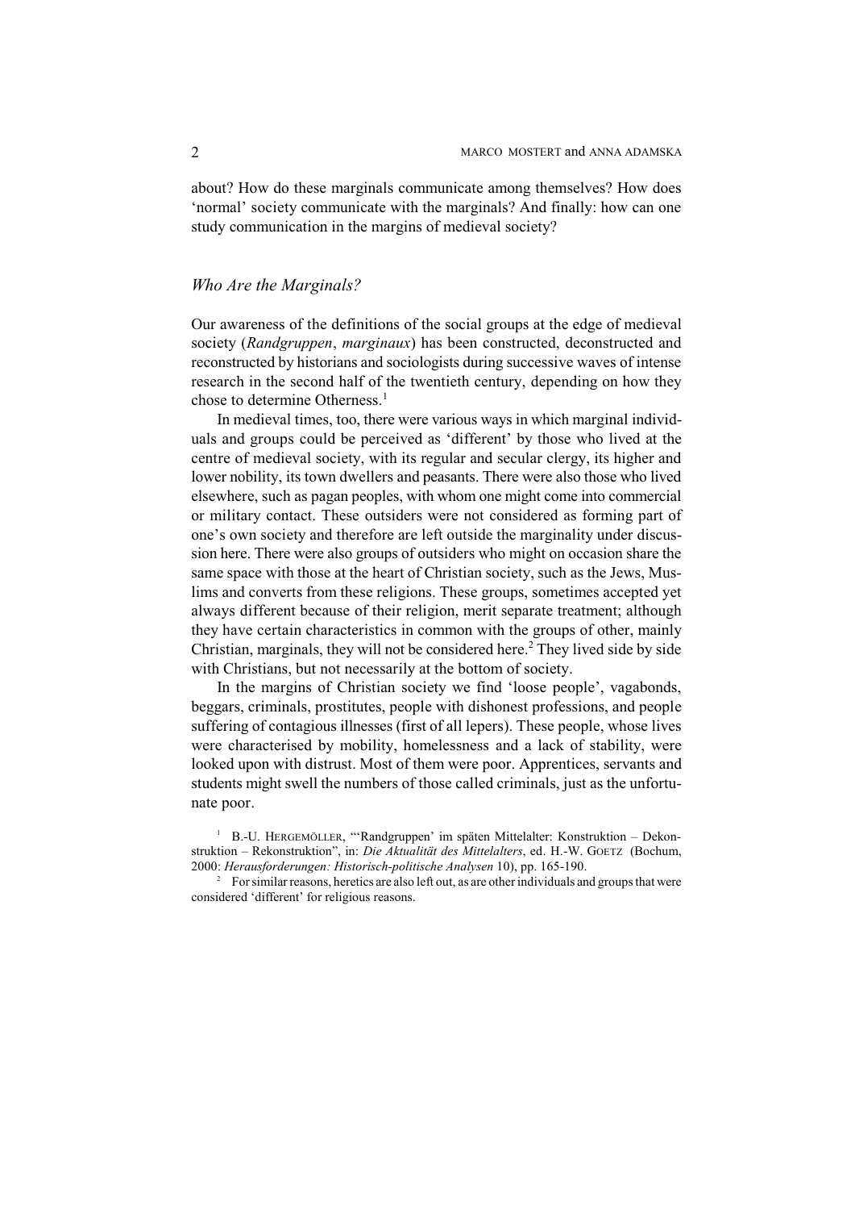about? How do these marginals communicate among themselves? How does 'normal' society communicate with the marginals? And finally: how can one study communication in the margins of medieval society?

## *Who Are the Marginals?*

Our awareness of the definitions of the social groups at the edge of medieval society (*Randgruppen*, *marginaux*) has been constructed, deconstructed and reconstructed by historians and sociologists during successive waves of intense research in the second half of the twentieth century, depending on how they chose to determine Otherness.[1]

In medieval times, too, there were various ways in which marginal individuals and groups could be perceived as 'different' by those who lived at the centre of medieval society, with its regular and secular clergy, its higher and lower nobility, its town dwellers and peasants. There were also those who lived elsewhere, such as pagan peoples, with whom one might come into commercial or military contact. These outsiders were not considered as forming part of one's own society and therefore are left outside the marginality under discussion here. There were also groups of outsiders who might on occasion share the same space with those at the heart of Christian society, such as the Jews, Muslims and converts from these religions. These groups, sometimes accepted yet always different because of their religion, merit separate treatment; although they have certain characteristics in common with the groups of other, mainly Christian, marginals, they will not be considered here.[2] They lived side by side with Christians, but not necessarily at the bottom of society.

In the margins of Christian society we find 'loose people', vagabonds, beggars, criminals, prostitutes, people with dishonest professions, and people suffering of contagious illnesses (first of all lepers). These people, whose lives were characterised by mobility, homelessness and a lack of stability, were looked upon with distrust. Most of them were poor. Apprentices, servants and students might swell the numbers of those called criminals, just as the unfortunate poor.

[1] B.-U. HERGEMÖLLER, "'Randgruppen' im späten Mittelalter: Konstruktion – Dekonstruktion – Rekonstruktion", in: *Die Aktualität des Mittelalters*, ed. H.-W. GOETZ (Bochum, 2000: *Herausforderungen: Historisch-politische Analysen* 10), pp. 165-190.

[2] For similar reasons, heretics are also left out, as are other individuals and groups that were considered 'different' for religious reasons.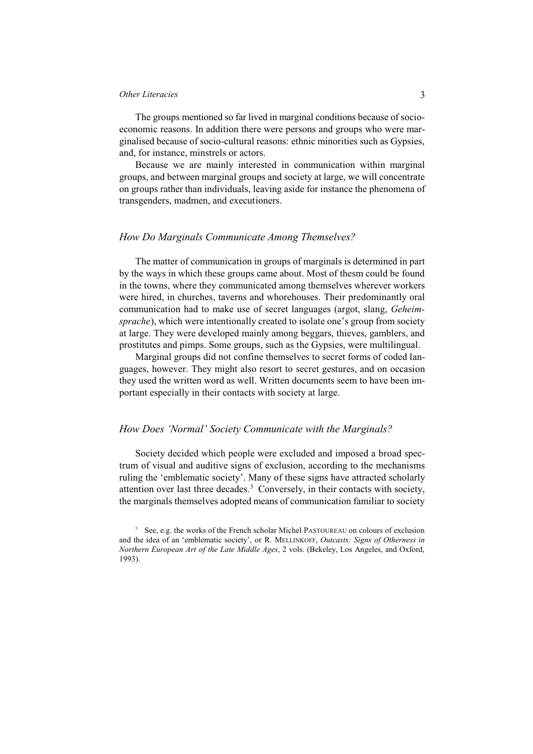The groups mentioned so far lived in marginal conditions because of socio-economic reasons. In addition there were persons and groups who were marginalised because of socio-cultural reasons: ethnic minorities such as Gypsies, and, for instance, minstrels or actors.

Because we are mainly interested in communication within marginal groups, and between marginal groups and society at large, we will concentrate on groups rather than individuals, leaving aside for instance the phenomena of transgenders, madmen, and executioners.

### *How Do Marginals Communicate Among Themselves?*

The matter of communication in groups of marginals is determined in part by the ways in which these groups came about. Most of thesm could be found in the towns, where they communicated among themselves wherever workers were hired, in churches, taverns and whorehouses. Their predominantly oral communication had to make use of secret languages (argot, slang, *Geheimsprache*), which were intentionally created to isolate one's group from society at large. They were developed mainly among beggars, thieves, gamblers, and prostitutes and pimps. Some groups, such as the Gypsies, were multilingual.

Marginal groups did not confine themselves to secret forms of coded languages, however. They might also resort to secret gestures, and on occasion they used the written word as well. Written documents seem to have been important especially in their contacts with society at large.

### *How Does 'Normal' Society Communicate with the Marginals?*

Society decided which people were excluded and imposed a broad spectrum of visual and auditive signs of exclusion, according to the mechanisms ruling the 'emblematic society'. Many of these signs have attracted scholarly attention over last three decades.[3] Conversely, in their contacts with society, the marginals themselves adopted means of communication familiar to society

[3] See, e.g. the works of the French scholar Michel PASTOUREAU on colours of exclusion and the idea of an 'emblematic society', or R. MELLINKOFF, *Outcasts: Signs of Otherness in Northern European Art of the Late Middle Ages*, 2 vols. (Bekeley, Los Angeles, and Oxford, 1993).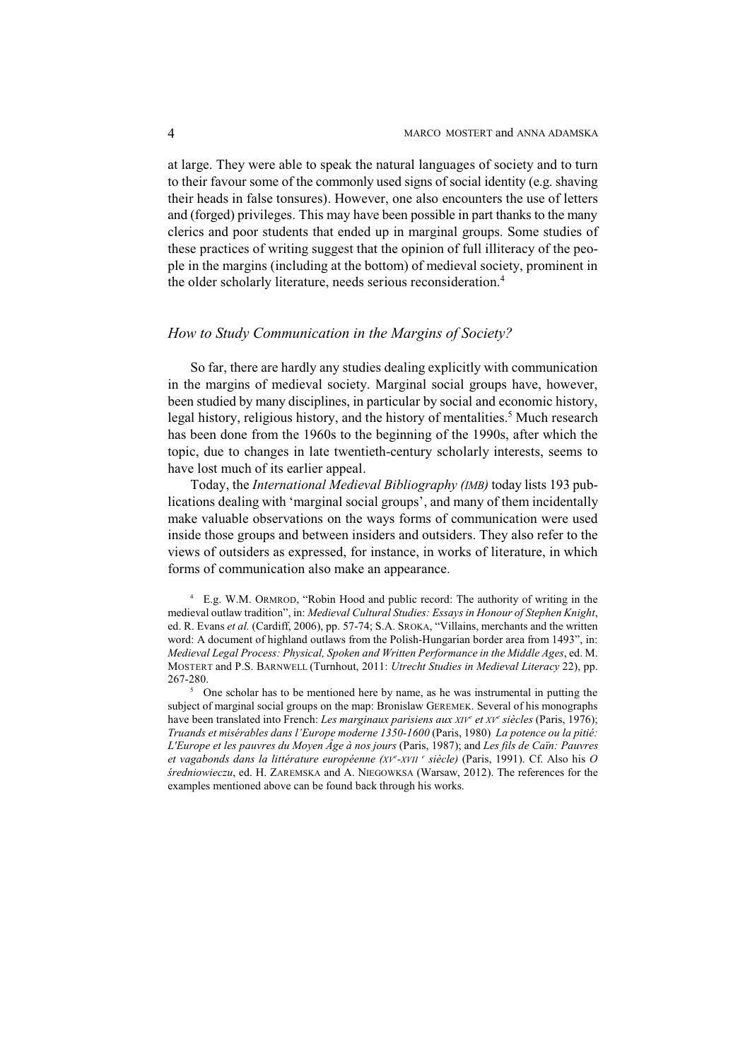at large. They were able to speak the natural languages of society and to turn to their favour some of the commonly used signs of social identity (e.g. shaving their heads in false tonsures). However, one also encounters the use of letters and (forged) privileges. This may have been possible in part thanks to the many clerics and poor students that ended up in marginal groups. Some studies of these practices of writing suggest that the opinion of full illiteracy of the people in the margins (including at the bottom) of medieval society, prominent in the older scholarly literature, needs serious reconsideration.[4]

## *How to Study Communication in the Margins of Society?*

So far, there are hardly any studies dealing explicitly with communication in the margins of medieval society. Marginal social groups have, however, been studied by many disciplines, in particular by social and economic history, legal history, religious history, and the history of mentalities.[5] Much research has been done from the 1960s to the beginning of the 1990s, after which the topic, due to changes in late twentieth-century scholarly interests, seems to have lost much of its earlier appeal.

Today, the *International Medieval Bibliography (IMB)* today lists 193 publications dealing with 'marginal social groups', and many of them incidentally make valuable observations on the ways forms of communication were used inside those groups and between insiders and outsiders. They also refer to the views of outsiders as expressed, for instance, in works of literature, in which forms of communication also make an appearance.

[4] E.g. W.M. ORMROD, "Robin Hood and public record: The authority of writing in the medieval outlaw tradition", in: *Medieval Cultural Studies: Essays in Honour of Stephen Knight*, ed. R. Evans *et al.* (Cardiff, 2006), pp. 57-74; S.A. SROKA, "Villains, merchants and the written word: A document of highland outlaws from the Polish-Hungarian border area from 1493", in: *Medieval Legal Process: Physical, Spoken and Written Performance in the Middle Ages*, ed. M. MOSTERT and P.S. BARNWELL (Turnhout, 2011: *Utrecht Studies in Medieval Literacy* 22), pp. 267-280.

[5] One scholar has to be mentioned here by name, as he was instrumental in putting the subject of marginal social groups on the map: Bronislaw GEREMEK. Several of his monographs have been translated into French: *Les marginaux parisiens aux XIV^e et XV^e siècles* (Paris, 1976); *Truands et misérables dans l'Europe moderne 1350-1600* (Paris, 1980) *La potence ou la pitié: L'Europe et les pauvres du Moyen Âge à nos jours* (Paris, 1987); and *Les fils de Caïn: Pauvres et vagabonds dans la littérature européenne (XV^e-XVII^e siècle)* (Paris, 1991). Cf. Also his *O średniowieczu*, ed. H. ZAREMSKA and A. NIEGOWKSA (Warsaw, 2012). The references for the examples mentioned above can be found back through his works.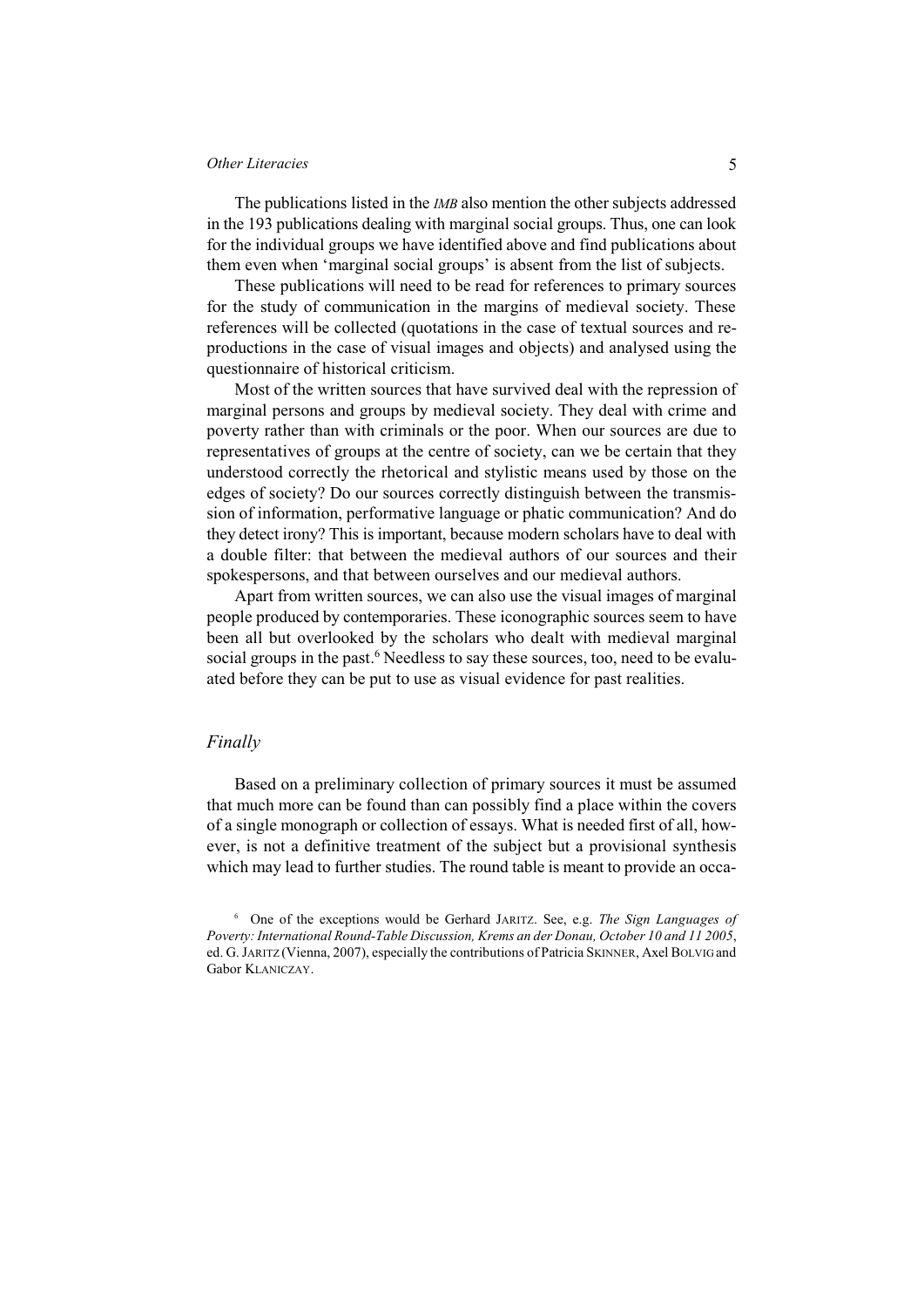The publications listed in the *IMB* also mention the other subjects addressed in the 193 publications dealing with marginal social groups. Thus, one can look for the individual groups we have identified above and find publications about them even when 'marginal social groups' is absent from the list of subjects.

These publications will need to be read for references to primary sources for the study of communication in the margins of medieval society. These references will be collected (quotations in the case of textual sources and reproductions in the case of visual images and objects) and analysed using the questionnaire of historical criticism.

Most of the written sources that have survived deal with the repression of marginal persons and groups by medieval society. They deal with crime and poverty rather than with criminals or the poor. When our sources are due to representatives of groups at the centre of society, can we be certain that they understood correctly the rhetorical and stylistic means used by those on the edges of society? Do our sources correctly distinguish between the transmission of information, performative language or phatic communication? And do they detect irony? This is important, because modern scholars have to deal with a double filter: that between the medieval authors of our sources and their spokespersons, and that between ourselves and our medieval authors.

Apart from written sources, we can also use the visual images of marginal people produced by contemporaries. These iconographic sources seem to have been all but overlooked by the scholars who dealt with medieval marginal social groups in the past.[6] Needless to say these sources, too, need to be evaluated before they can be put to use as visual evidence for past realities.

## *Finally*

Based on a preliminary collection of primary sources it must be assumed that much more can be found than can possibly find a place within the covers of a single monograph or collection of essays. What is needed first of all, however, is not a definitive treatment of the subject but a provisional synthesis which may lead to further studies. The round table is meant to provide an occa-

[6] One of the exceptions would be Gerhard JARITZ. See, e.g. *The Sign Languages of Poverty: International Round-Table Discussion, Krems an der Donau, October 10 and 11 2005*, ed. G. JARITZ (Vienna, 2007), especially the contributions of Patricia SKINNER, Axel BOLVIG and Gabor KLANICZAY.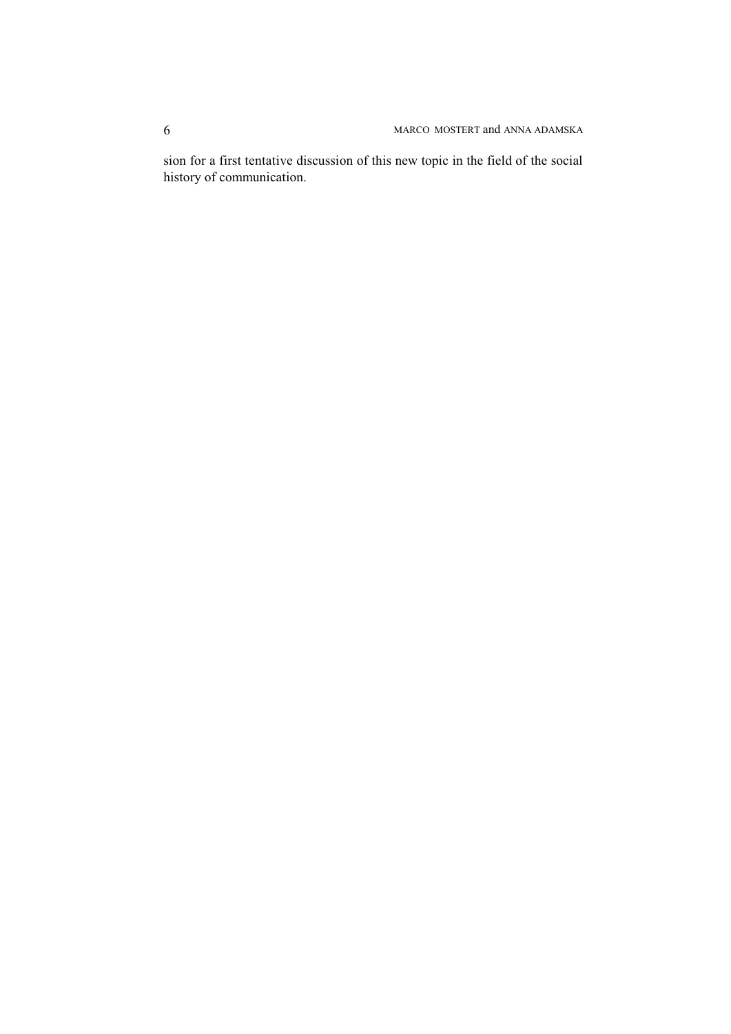sion for a first tentative discussion of this new topic in the field of the social history of communication.